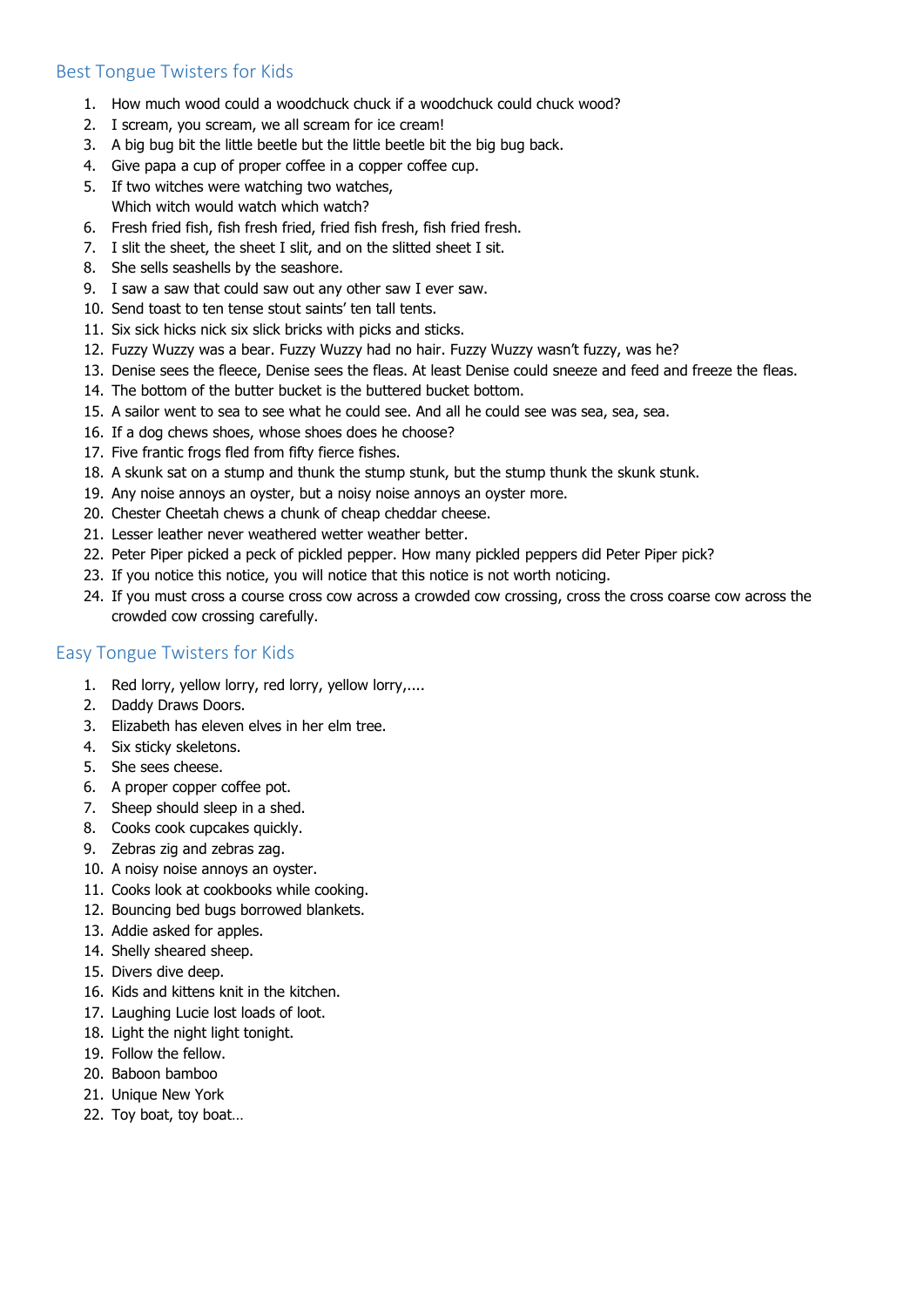## Best Tongue Twisters for Kids

1. How much wood could a woodchuck chuck if a woodchuck could chuck wood?
2. I scream, you scream, we all scream for ice cream!
3. A big bug bit the little beetle but the little beetle bit the big bug back.
4. Give papa a cup of proper coffee in a copper coffee cup.
5. If two witches were watching two watches,
   Which witch would watch which watch?
6. Fresh fried fish, fish fresh fried, fried fish fresh, fish fried fresh.
7. I slit the sheet, the sheet I slit, and on the slitted sheet I sit.
8. She sells seashells by the seashore.
9. I saw a saw that could saw out any other saw I ever saw.
10. Send toast to ten tense stout saints' ten tall tents.
11. Six sick hicks nick six slick bricks with picks and sticks.
12. Fuzzy Wuzzy was a bear. Fuzzy Wuzzy had no hair. Fuzzy Wuzzy wasn't fuzzy, was he?
13. Denise sees the fleece, Denise sees the fleas. At least Denise could sneeze and feed and freeze the fleas.
14. The bottom of the butter bucket is the buttered bucket bottom.
15. A sailor went to sea to see what he could see. And all he could see was sea, sea, sea.
16. If a dog chews shoes, whose shoes does he choose?
17. Five frantic frogs fled from fifty fierce fishes.
18. A skunk sat on a stump and thunk the stump stunk, but the stump thunk the skunk stunk.
19. Any noise annoys an oyster, but a noisy noise annoys an oyster more.
20. Chester Cheetah chews a chunk of cheap cheddar cheese.
21. Lesser leather never weathered wetter weather better.
22. Peter Piper picked a peck of pickled pepper. How many pickled peppers did Peter Piper pick?
23. If you notice this notice, you will notice that this notice is not worth noticing.
24. If you must cross a course cross cow across a crowded cow crossing, cross the cross coarse cow across the crowded cow crossing carefully.

## Easy Tongue Twisters for Kids

1. Red lorry, yellow lorry, red lorry, yellow lorry,....
2. Daddy Draws Doors.
3. Elizabeth has eleven elves in her elm tree.
4. Six sticky skeletons.
5. She sees cheese.
6. A proper copper coffee pot.
7. Sheep should sleep in a shed.
8. Cooks cook cupcakes quickly.
9. Zebras zig and zebras zag.
10. A noisy noise annoys an oyster.
11. Cooks look at cookbooks while cooking.
12. Bouncing bed bugs borrowed blankets.
13. Addie asked for apples.
14. Shelly sheared sheep.
15. Divers dive deep.
16. Kids and kittens knit in the kitchen.
17. Laughing Lucie lost loads of loot.
18. Light the night light tonight.
19. Follow the fellow.
20. Baboon bamboo
21. Unique New York
22. Toy boat, toy boat…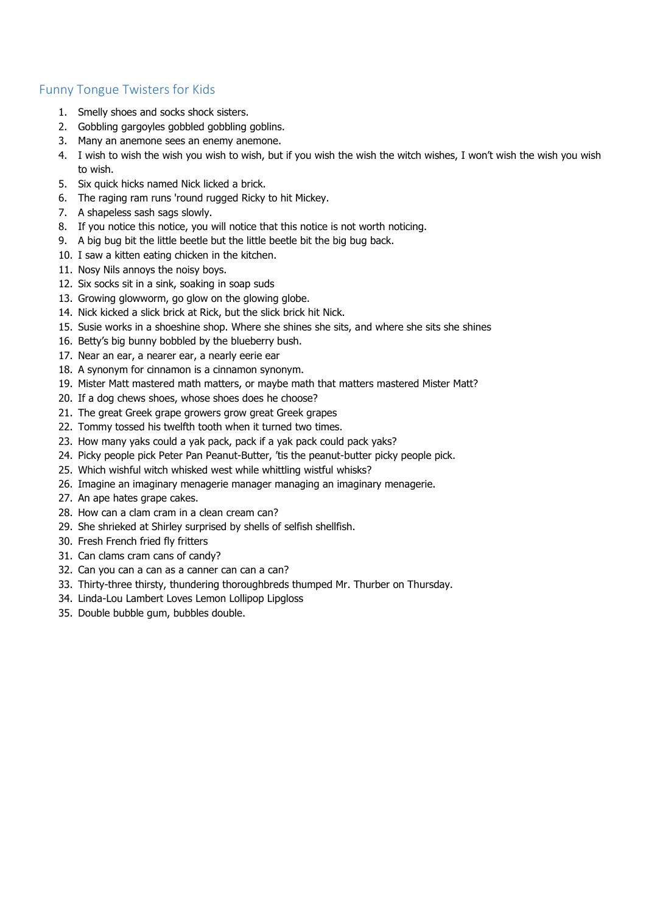## Funny Tongue Twisters for Kids

1. Smelly shoes and socks shock sisters.
2. Gobbling gargoyles gobbled gobbling goblins.
3. Many an anemone sees an enemy anemone.
4. I wish to wish the wish you wish to wish, but if you wish the wish the witch wishes, I won't wish the wish you wish to wish.
5. Six quick hicks named Nick licked a brick.
6. The raging ram runs 'round rugged Ricky to hit Mickey.
7. A shapeless sash sags slowly.
8. If you notice this notice, you will notice that this notice is not worth noticing.
9. A big bug bit the little beetle but the little beetle bit the big bug back.
10. I saw a kitten eating chicken in the kitchen.
11. Nosy Nils annoys the noisy boys.
12. Six socks sit in a sink, soaking in soap suds
13. Growing glowworm, go glow on the glowing globe.
14. Nick kicked a slick brick at Rick, but the slick brick hit Nick.
15. Susie works in a shoeshine shop. Where she shines she sits, and where she sits she shines
16. Betty's big bunny bobbled by the blueberry bush.
17. Near an ear, a nearer ear, a nearly eerie ear
18. A synonym for cinnamon is a cinnamon synonym.
19. Mister Matt mastered math matters, or maybe math that matters mastered Mister Matt?
20. If a dog chews shoes, whose shoes does he choose?
21. The great Greek grape growers grow great Greek grapes
22. Tommy tossed his twelfth tooth when it turned two times.
23. How many yaks could a yak pack, pack if a yak pack could pack yaks?
24. Picky people pick Peter Pan Peanut-Butter, 'tis the peanut-butter picky people pick.
25. Which wishful witch whisked west while whittling wistful whisks?
26. Imagine an imaginary menagerie manager managing an imaginary menagerie.
27. An ape hates grape cakes.
28. How can a clam cram in a clean cream can?
29. She shrieked at Shirley surprised by shells of selfish shellfish.
30. Fresh French fried fly fritters
31. Can clams cram cans of candy?
32. Can you can a can as a canner can can a can?
33. Thirty-three thirsty, thundering thoroughbreds thumped Mr. Thurber on Thursday.
34. Linda-Lou Lambert Loves Lemon Lollipop Lipgloss
35. Double bubble gum, bubbles double.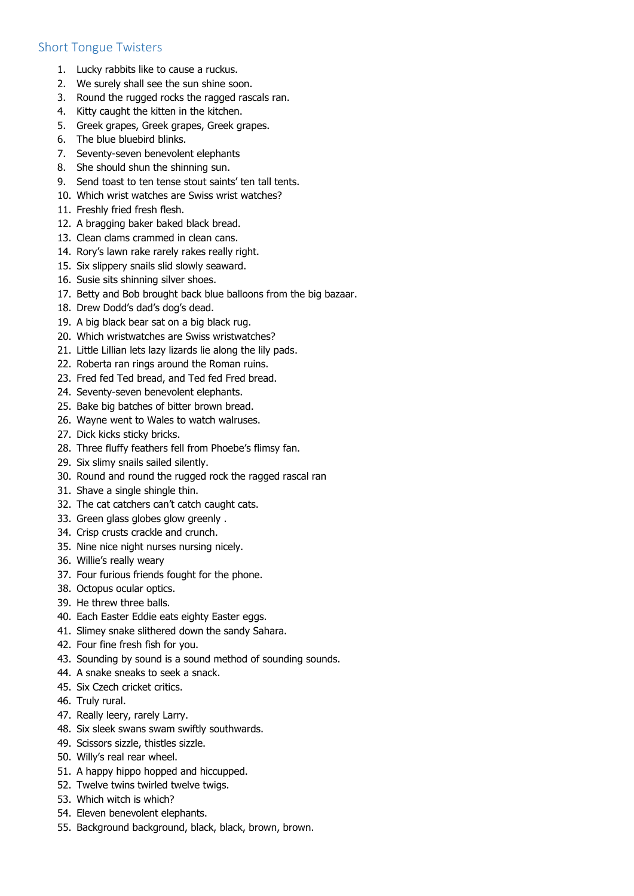## Short Tongue Twisters

1. Lucky rabbits like to cause a ruckus.
2. We surely shall see the sun shine soon.
3. Round the rugged rocks the ragged rascals ran.
4. Kitty caught the kitten in the kitchen.
5. Greek grapes, Greek grapes, Greek grapes.
6. The blue bluebird blinks.
7. Seventy-seven benevolent elephants
8. She should shun the shinning sun.
9. Send toast to ten tense stout saints' ten tall tents.
10. Which wrist watches are Swiss wrist watches?
11. Freshly fried fresh flesh.
12. A bragging baker baked black bread.
13. Clean clams crammed in clean cans.
14. Rory's lawn rake rarely rakes really right.
15. Six slippery snails slid slowly seaward.
16. Susie sits shinning silver shoes.
17. Betty and Bob brought back blue balloons from the big bazaar.
18. Drew Dodd's dad's dog's dead.
19. A big black bear sat on a big black rug.
20. Which wristwatches are Swiss wristwatches?
21. Little Lillian lets lazy lizards lie along the lily pads.
22. Roberta ran rings around the Roman ruins.
23. Fred fed Ted bread, and Ted fed Fred bread.
24. Seventy-seven benevolent elephants.
25. Bake big batches of bitter brown bread.
26. Wayne went to Wales to watch walruses.
27. Dick kicks sticky bricks.
28. Three fluffy feathers fell from Phoebe's flimsy fan.
29. Six slimy snails sailed silently.
30. Round and round the rugged rock the ragged rascal ran
31. Shave a single shingle thin.
32. The cat catchers can't catch caught cats.
33. Green glass globes glow greenly .
34. Crisp crusts crackle and crunch.
35. Nine nice night nurses nursing nicely.
36. Willie's really weary
37. Four furious friends fought for the phone.
38. Octopus ocular optics.
39. He threw three balls.
40. Each Easter Eddie eats eighty Easter eggs.
41. Slimey snake slithered down the sandy Sahara.
42. Four fine fresh fish for you.
43. Sounding by sound is a sound method of sounding sounds.
44. A snake sneaks to seek a snack.
45. Six Czech cricket critics.
46. Truly rural.
47. Really leery, rarely Larry.
48. Six sleek swans swam swiftly southwards.
49. Scissors sizzle, thistles sizzle.
50. Willy's real rear wheel.
51. A happy hippo hopped and hiccupped.
52. Twelve twins twirled twelve twigs.
53. Which witch is which?
54. Eleven benevolent elephants.
55. Background background, black, black, brown, brown.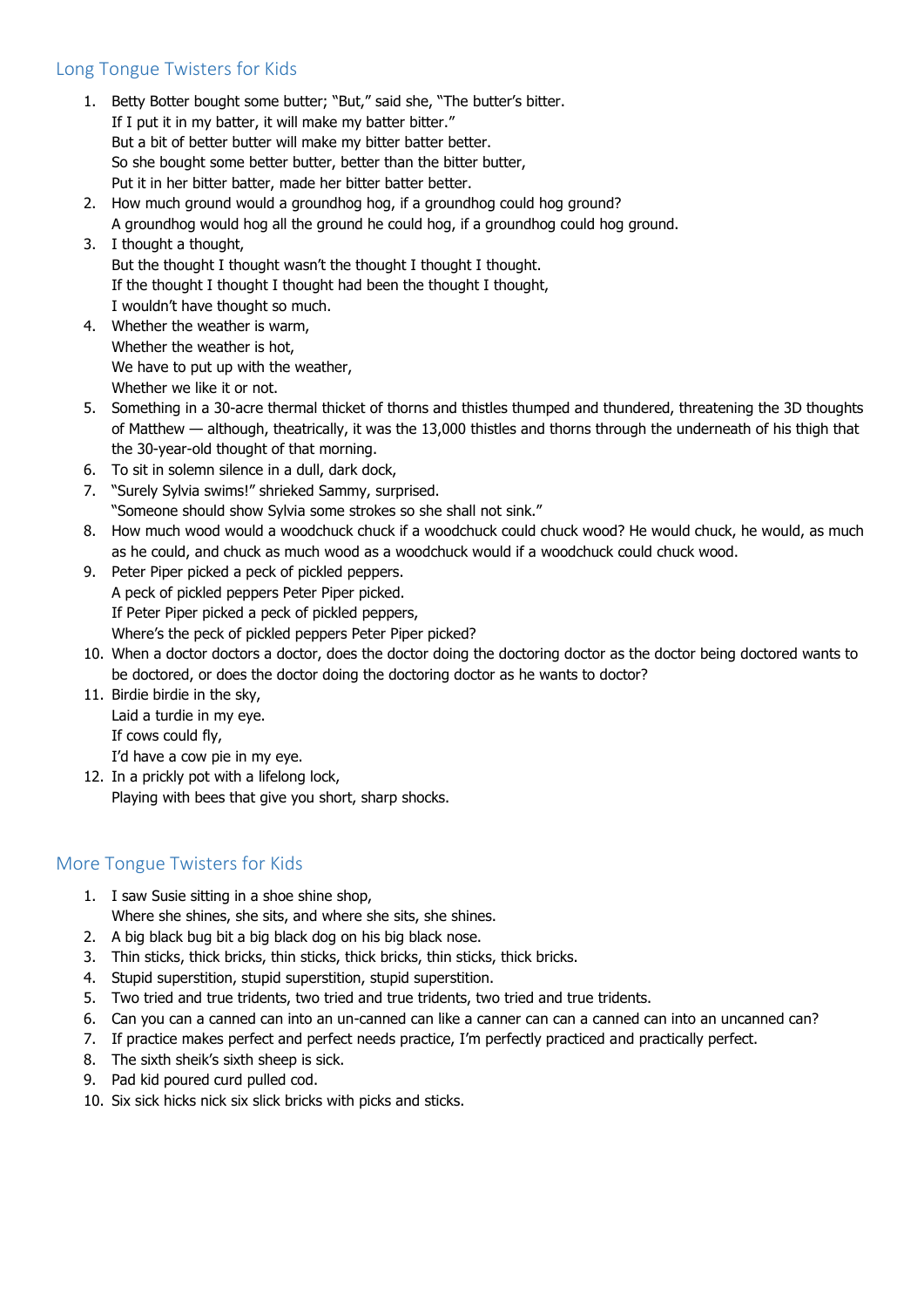## Long Tongue Twisters for Kids

1. Betty Botter bought some butter; "But," said she, "The butter's bitter.
   If I put it in my batter, it will make my batter bitter."
   But a bit of better butter will make my bitter batter better.
   So she bought some better butter, better than the bitter butter,
   Put it in her bitter batter, made her bitter batter better.
2. How much ground would a groundhog hog, if a groundhog could hog ground?
   A groundhog would hog all the ground he could hog, if a groundhog could hog ground.
3. I thought a thought,
   But the thought I thought wasn't the thought I thought I thought.
   If the thought I thought I thought had been the thought I thought,
   I wouldn't have thought so much.
4. Whether the weather is warm,
   Whether the weather is hot,
   We have to put up with the weather,
   Whether we like it or not.
5. Something in a 30-acre thermal thicket of thorns and thistles thumped and thundered, threatening the 3D thoughts of Matthew — although, theatrically, it was the 13,000 thistles and thorns through the underneath of his thigh that the 30-year-old thought of that morning.
6. To sit in solemn silence in a dull, dark dock,
7. "Surely Sylvia swims!" shrieked Sammy, surprised.
   "Someone should show Sylvia some strokes so she shall not sink."
8. How much wood would a woodchuck chuck if a woodchuck could chuck wood? He would chuck, he would, as much as he could, and chuck as much wood as a woodchuck would if a woodchuck could chuck wood.
9. Peter Piper picked a peck of pickled peppers.
   A peck of pickled peppers Peter Piper picked.
   If Peter Piper picked a peck of pickled peppers,
   Where's the peck of pickled peppers Peter Piper picked?
10. When a doctor doctors a doctor, does the doctor doing the doctoring doctor as the doctor being doctored wants to be doctored, or does the doctor doing the doctoring doctor as he wants to doctor?
11. Birdie birdie in the sky,
    Laid a turdie in my eye.
    If cows could fly,
    I'd have a cow pie in my eye.
12. In a prickly pot with a lifelong lock,
    Playing with bees that give you short, sharp shocks.

## More Tongue Twisters for Kids

1. I saw Susie sitting in a shoe shine shop,
   Where she shines, she sits, and where she sits, she shines.
2. A big black bug bit a big black dog on his big black nose.
3. Thin sticks, thick bricks, thin sticks, thick bricks, thin sticks, thick bricks.
4. Stupid superstition, stupid superstition, stupid superstition.
5. Two tried and true tridents, two tried and true tridents, two tried and true tridents.
6. Can you can a canned can into an un-canned can like a canner can can a canned can into an uncanned can?
7. If practice makes perfect and perfect needs practice, I'm perfectly practiced and practically perfect.
8. The sixth sheik's sixth sheep is sick.
9. Pad kid poured curd pulled cod.
10. Six sick hicks nick six slick bricks with picks and sticks.